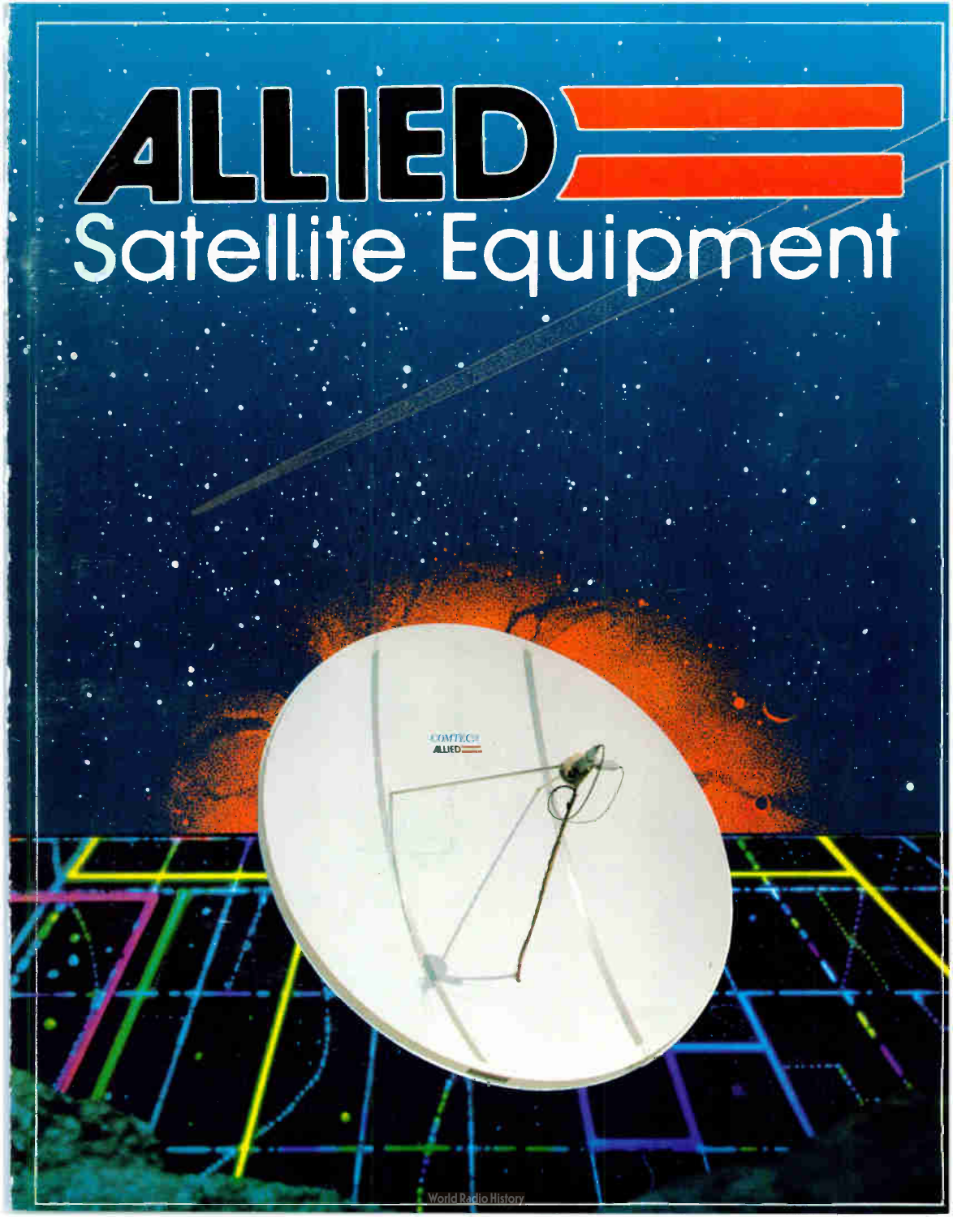# ALLIED

## Satellite Equipment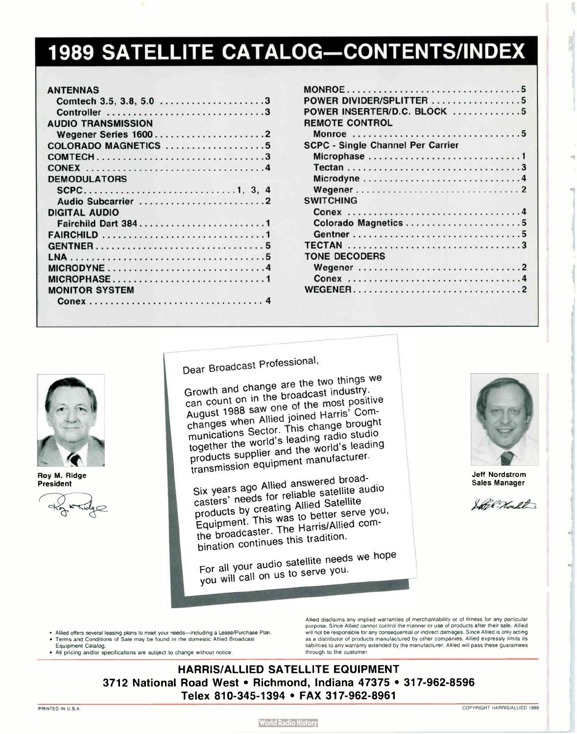# 1989 SATELLITE CATALOG—CONTENTS/INDEX

**ANTENNAS**
- Comtech 3.5, 3.8, 5.0 .................... 3
- Controller .................... 3

**AUDIO TRANSMISSION**
- Wegener Series 1600 .................... 2

**COLORADO MAGNETICS** .................... 5

**COMTECH** .................... 3

**CONEX** .................... 4

**DEMODULATORS**
- SCPC .................... 1, 3, 4
- Audio Subcarrier .................... 2

**DIGITAL AUDIO**
- Fairchild Dart 384 .................... 1

**FAIRCHILD** .................... 1

**GENTNER** .................... 5

**LNA** .................... 5

**MICRODYNE** .................... 4

**MICROPHASE** .................... 1

**MONITOR SYSTEM**
- Conex .................... 4

**MONROE** .................... 5

**POWER DIVIDER/SPLITTER** .................... 5

**POWER INSERTER/D.C. BLOCK** .................... 5

**REMOTE CONTROL**
- Monroe .................... 5

**SCPC - Single Channel Per Carrier**
- Microphase .................... 1
- Tectan .................... 3
- Microdyne .................... 4
- Wegener .................... 2

**SWITCHING**
- Conex .................... 4
- Colorado Magnetics .................... 5
- Gentner .................... 5

**TECTAN** .................... 3

**TONE DECODERS**
- Wegener .................... 2
- Conex .................... 4

**WEGENER** .................... 2

---

**Roy M. Ridge**
**President**

Dear Broadcast Professional,

Growth and change are the two things we can count on in the broadcast industry. August 1988 saw one of the most positive changes when Allied joined Harris' Communications Sector. This change brought together the world's leading radio studio products supplier and the world's leading transmission equipment manufacturer.

Six years ago Allied answered broadcasters' needs for reliable satellite audio products by creating Allied Satellite Equipment. This was to better serve you, the broadcaster. The Harris/Allied combination continues this tradition.

For all your audio satellite needs we hope you will call on us to serve you.

**Jeff Nordstrom**
**Sales Manager**

---

- Allied offers several leasing plans to meet your needs—including a Lease/Purchase Plan.
- Terms and Conditions of Sale may be found in the domestic Allied Broadcast Equipment Catalog.
- All pricing and/or specifications are subject to change without notice.

Allied disclaims any implied warranties of merchantability or of fitness for any particular purpose. Since Allied cannot control the manner or use of products after their sale, Allied will not be responsible for any consequential or indirect damages. Since Allied is only acting as a distributor of products manufactured by other companies, Allied expressly limits its liabilities to any warranty extended by the manufacturer. Allied will pass these guarantees through to the customer.

**HARRIS/ALLIED SATELLITE EQUIPMENT**
**3712 National Road West • Richmond, Indiana 47375 • 317-962-8596**
**Telex 810-345-1394 • FAX 317-962-8961**

PRINTED IN U.S.A. COPYRIGHT HARRIS/ALLIED 1989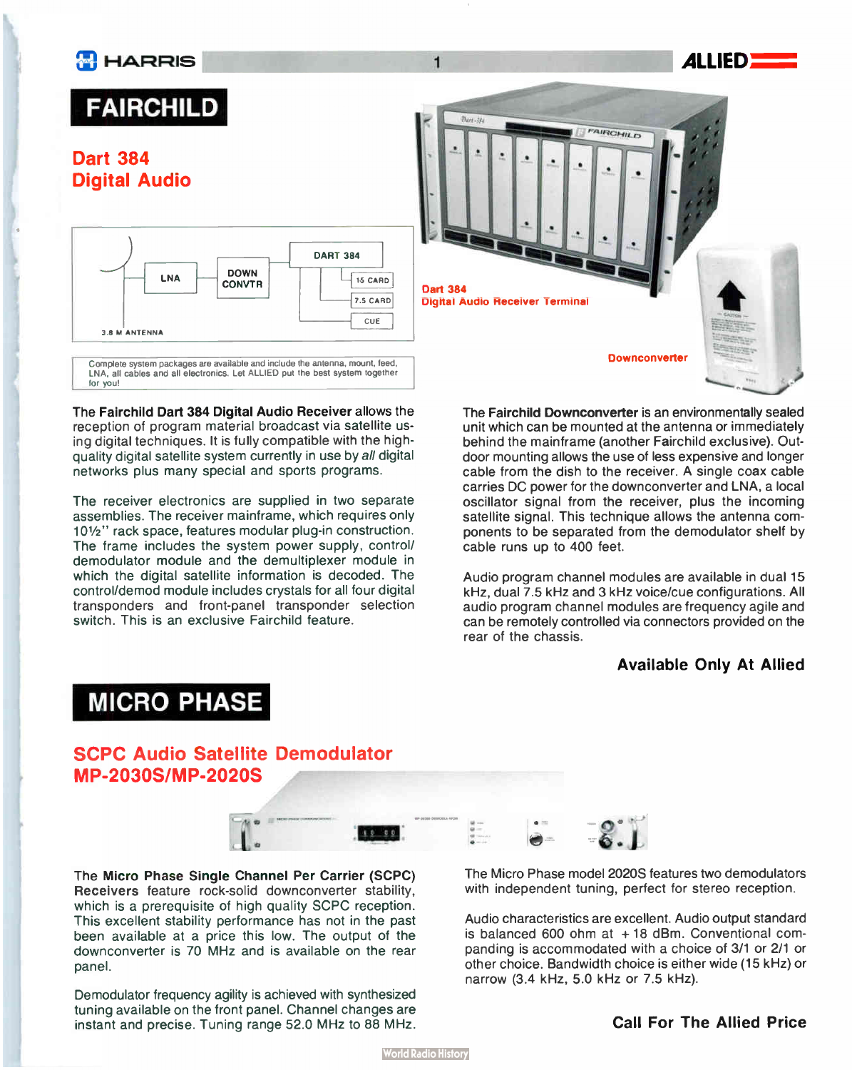## FAIRCHILD

### Dart 384 Digital Audio

DART 384 — LNA — DOWN CONVTR — 15 CARD — 7.5 CARD — CUE — 3.8 M ANTENNA

Complete system packages are available and include the antenna, mount, feed, LNA, all cables and all electronics. Let ALLIED put the best system together for you!

Dart 384 Digital Audio Receiver Terminal

Downconverter

The **Fairchild Dart 384 Digital Audio Receiver** allows the reception of program material broadcast via satellite using digital techniques. It is fully compatible with the high-quality digital satellite system currently in use by *all* digital networks plus many special and sports programs.

The receiver electronics are supplied in two separate assemblies. The receiver mainframe, which requires only 10½" rack space, features modular plug-in construction. The frame includes the system power supply, control/demodulator module and the demultiplexer module in which the digital satellite information is decoded. The control/demod module includes crystals for all four digital transponders and front-panel transponder selection switch. This is an exclusive Fairchild feature.

The **Fairchild Downconverter** is an environmentally sealed unit which can be mounted at the antenna or immediately behind the mainframe (another Fairchild exclusive). Outdoor mounting allows the use of less expensive and longer cable from the dish to the receiver. A single coax cable carries DC power for the downconverter and LNA, a local oscillator signal from the receiver, plus the incoming satellite signal. This technique allows the antenna components to be separated from the demodulator shelf by cable runs up to 400 feet.

Audio program channel modules are available in dual 15 kHz, dual 7.5 kHz and 3 kHz voice/cue configurations. All audio program channel modules are frequency agile and can be remotely controlled via connectors provided on the rear of the chassis.

**Available Only At Allied**

## MICRO PHASE

### SCPC Audio Satellite Demodulator MP-2030S/MP-2020S

The **Micro Phase Single Channel Per Carrier (SCPC) Receivers** feature rock-solid downconverter stability, which is a prerequisite of high quality SCPC reception. This excellent stability performance has not in the past been available at a price this low. The output of the downconverter is 70 MHz and is available on the rear panel.

Demodulator frequency agility is achieved with synthesized tuning available on the front panel. Channel changes are instant and precise. Tuning range 52.0 MHz to 88 MHz.

The Micro Phase model 2020S features two demodulators with independent tuning, perfect for stereo reception.

Audio characteristics are excellent. Audio output standard is balanced 600 ohm at +18 dBm. Conventional companding is accommodated with a choice of 3/1 or 2/1 or other choice. Bandwidth choice is either wide (15 kHz) or narrow (3.4 kHz, 5.0 kHz or 7.5 kHz).

**Call For The Allied Price**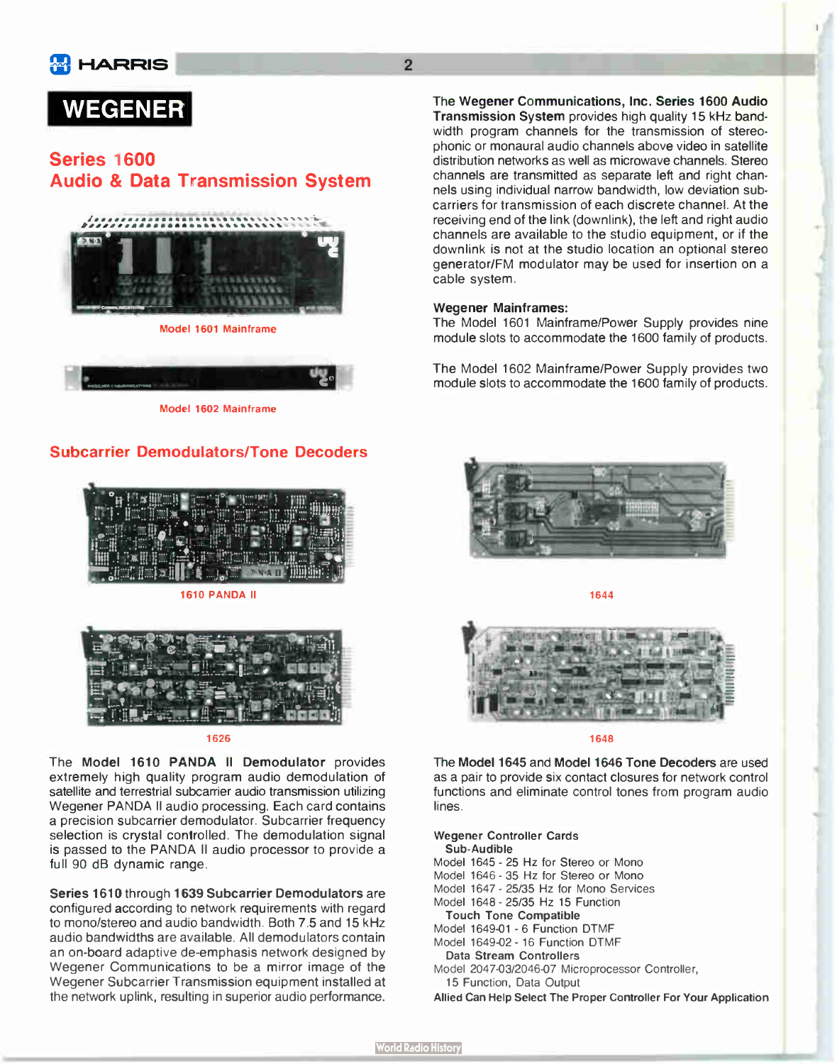# WEGENER

## Series 1600
## Audio & Data Transmission System

Model 1601 Mainframe

Model 1602 Mainframe

The **Wegener Communications, Inc. Series 1600 Audio Transmission System** provides high quality 15 kHz bandwidth program channels for the transmission of stereophonic or monaural audio channels above video in satellite distribution networks as well as microwave channels. Stereo channels are transmitted as separate left and right channels using individual narrow bandwidth, low deviation subcarriers for transmission of each discrete channel. At the receiving end of the link (downlink), the left and right audio channels are available to the studio equipment, or if the downlink is not at the studio location an optional stereo generator/FM modulator may be used for insertion on a cable system.

**Wegener Mainframes:**
The Model 1601 Mainframe/Power Supply provides nine module slots to accommodate the 1600 family of products.

The Model 1602 Mainframe/Power Supply provides two module slots to accommodate the 1600 family of products.

## Subcarrier Demodulators/Tone Decoders

1610 PANDA II

1644

1626

1648

The **Model 1610 PANDA II Demodulator** provides extremely high quality program audio demodulation of satellite and terrestrial subcarrier audio transmission utilizing Wegener PANDA II audio processing. Each card contains a precision subcarrier demodulator. Subcarrier frequency selection is crystal controlled. The demodulation signal is passed to the PANDA II audio processor to provide a full 90 dB dynamic range.

**Series 1610** through **1639 Subcarrier Demodulators** are configured according to network requirements with regard to mono/stereo and audio bandwidth. Both 7.5 and 15 kHz audio bandwidths are available. All demodulators contain an on-board adaptive de-emphasis network designed by Wegener Communications to be a mirror image of the Wegener Subcarrier Transmission equipment installed at the network uplink, resulting in superior audio performance.

The **Model 1645** and **Model 1646 Tone Decoders** are used as a pair to provide six contact closures for network control functions and eliminate control tones from program audio lines.

**Wegener Controller Cards**

**Sub-Audible**
Model 1645 - 25 Hz for Stereo or Mono
Model 1646 - 35 Hz for Stereo or Mono
Model 1647 - 25/35 Hz for Mono Services
Model 1648 - 25/35 Hz 15 Function

**Touch Tone Compatible**
Model 1649-01 - 6 Function DTMF
Model 1649-02 - 16 Function DTMF

**Data Stream Controllers**
Model 2047-03/2046-07 Microprocessor Controller, 15 Function, Data Output

**Allied Can Help Select The Proper Controller For Your Application**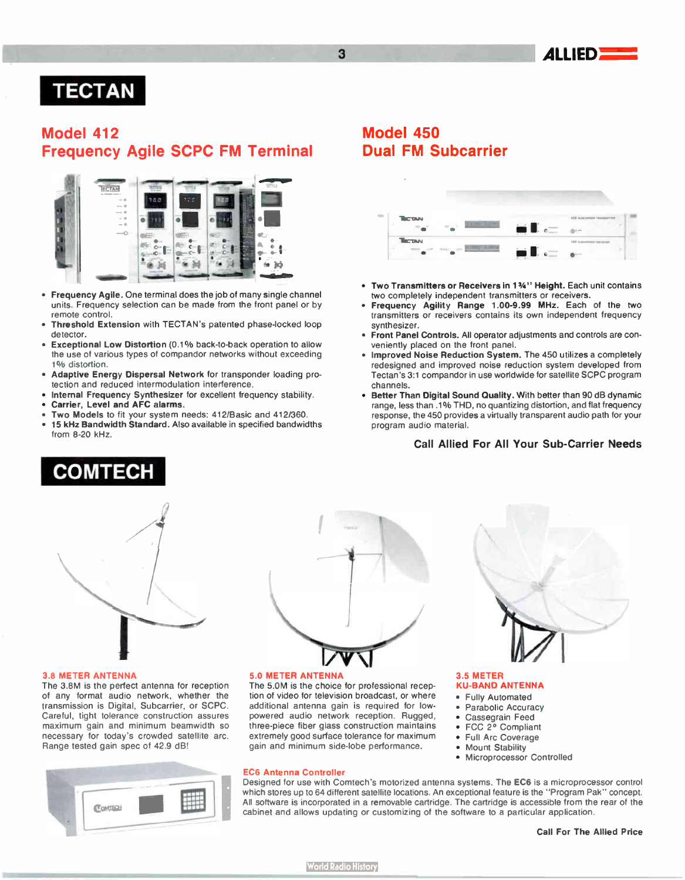# TECTAN

## Model 412
## Frequency Agile SCPC FM Terminal

- **Frequency Agile.** One terminal does the job of many single channel units. Frequency selection can be made from the front panel or by remote control.
- **Threshold Extension** with TECTAN's patented phase-locked loop detector.
- **Exceptional Low Distortion** (0.1% back-to-back operation to allow the use of various types of compandor networks without exceeding 1% distortion.
- **Adaptive Energy Dispersal Network** for transponder loading protection and reduced intermodulation interference.
- **Internal Frequency Synthesizer** for excellent frequency stability.
- **Carrier, Level and AFC alarms.**
- **Two Models** to fit your system needs: 412/Basic and 412/360.
- **15 kHz Bandwidth Standard.** Also available in specified bandwidths from 8-20 kHz.

## Model 450
## Dual FM Subcarrier

- **Two Transmitters or Receivers in 1¾" Height.** Each unit contains two completely independent transmitters or receivers.
- **Frequency Agility Range 1.00-9.99 MHz.** Each of the two transmitters or receivers contains its own independent frequency synthesizer.
- **Front Panel Controls.** All operator adjustments and controls are conveniently placed on the front panel.
- **Improved Noise Reduction System.** The 450 utilizes a completely redesigned and improved noise reduction system developed from Tectan's 3:1 compandor in use worldwide for satellite SCPC program channels.
- **Better Than Digital Sound Quality.** With better than 90 dB dynamic range, less than .1% THD, no quantizing distortion, and flat frequency response, the 450 provides a virtually transparent audio path for your program audio material.

**Call Allied For All Your Sub-Carrier Needs**

# COMTECH

### 3.8 METER ANTENNA

The 3.8M is the perfect antenna for reception of any format audio network, whether the transmission is Digital, Subcarrier, or SCPC. Careful, tight tolerance construction assures maximum gain and minimum beamwidth so necessary for today's crowded satellite arc. Range tested gain spec of 42.9 dB!

### 5.0 METER ANTENNA

The 5.0M is the choice for professional reception of video for television broadcast, or where additional antenna gain is required for low-powered audio network reception. Rugged, three-piece fiber glass construction maintains extremely good surface tolerance for maximum gain and minimum side-lobe performance.

### 3.5 METER KU-BAND ANTENNA

- Fully Automated
- Parabolic Accuracy
- Cassegrain Feed
- FCC 2° Compliant
- Full Arc Coverage
- Mount Stability
- Microprocessor Controlled

### EC6 Antenna Controller

Designed for use with Comtech's motorized antenna systems. The **EC6** is a microprocessor control which stores up to 64 different satellite locations. An exceptional feature is the "Program Pak" concept. All software is incorporated in a removable cartridge. The cartridge is accessible from the rear of the cabinet and allows updating or customizing of the software to a particular application.

**Call For The Allied Price**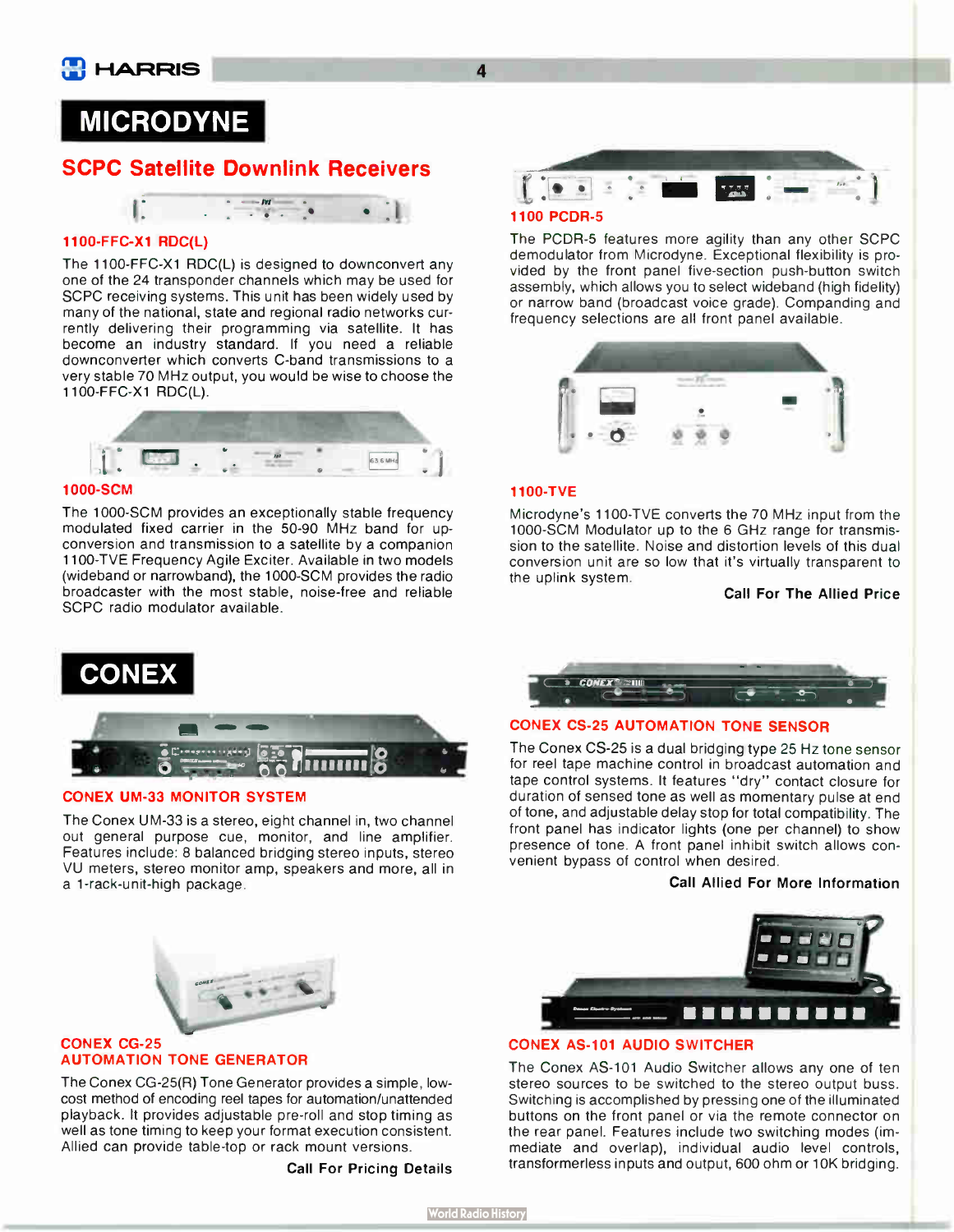# MICRODYNE

## SCPC Satellite Downlink Receivers

### 1100-FFC-X1 RDC(L)

The 1100-FFC-X1 RDC(L) is designed to downconvert any one of the 24 transponder channels which may be used for SCPC receiving systems. This unit has been widely used by many of the national, state and regional radio networks currently delivering their programming via satellite. It has become an industry standard. If you need a reliable downconverter which converts C-band transmissions to a very stable 70 MHz output, you would be wise to choose the 1100-FFC-X1 RDC(L).

### 1000-SCM

The 1000-SCM provides an exceptionally stable frequency modulated fixed carrier in the 50-90 MHz band for upconversion and transmission to a satellite by a companion 1100-TVE Frequency Agile Exciter. Available in two models (wideband or narrowband), the 1000-SCM provides the radio broadcaster with the most stable, noise-free and reliable SCPC radio modulator available.

### 1100 PCDR-5

The PCDR-5 features more agility than any other SCPC demodulator from Microdyne. Exceptional flexibility is provided by the front panel five-section push-button switch assembly, which allows you to select wideband (high fidelity) or narrow band (broadcast voice grade). Companding and frequency selections are all front panel available.

### 1100-TVE

Microdyne's 1100-TVE converts the 70 MHz input from the 1000-SCM Modulator up to the 6 GHz range for transmission to the satellite. Noise and distortion levels of this dual conversion unit are so low that it's virtually transparent to the uplink system.

**Call For The Allied Price**

# CONEX

### CONEX UM-33 MONITOR SYSTEM

The Conex UM-33 is a stereo, eight channel in, two channel out general purpose cue, monitor, and line amplifier. Features include: 8 balanced bridging stereo inputs, stereo VU meters, stereo monitor amp, speakers and more, all in a 1-rack-unit-high package.

### CONEX CG-25 AUTOMATION TONE GENERATOR

The Conex CG-25(R) Tone Generator provides a simple, low-cost method of encoding reel tapes for automation/unattended playback. It provides adjustable pre-roll and stop timing as well as tone timing to keep your format execution consistent. Allied can provide table-top or rack mount versions.

**Call For Pricing Details**

### CONEX CS-25 AUTOMATION TONE SENSOR

The Conex CS-25 is a dual bridging type 25 Hz tone sensor for reel tape machine control in broadcast automation and tape control systems. It features "dry" contact closure for duration of sensed tone as well as momentary pulse at end of tone, and adjustable delay stop for total compatibility. The front panel has indicator lights (one per channel) to show presence of tone. A front panel inhibit switch allows convenient bypass of control when desired.

**Call Allied For More Information**

### CONEX AS-101 AUDIO SWITCHER

The Conex AS-101 Audio Switcher allows any one of ten stereo sources to be switched to the stereo output buss. Switching is accomplished by pressing one of the illuminated buttons on the front panel or via the remote connector on the rear panel. Features include two switching modes (immediate and overlap), individual audio level controls, transformerless inputs and output, 600 ohm or 10K bridging.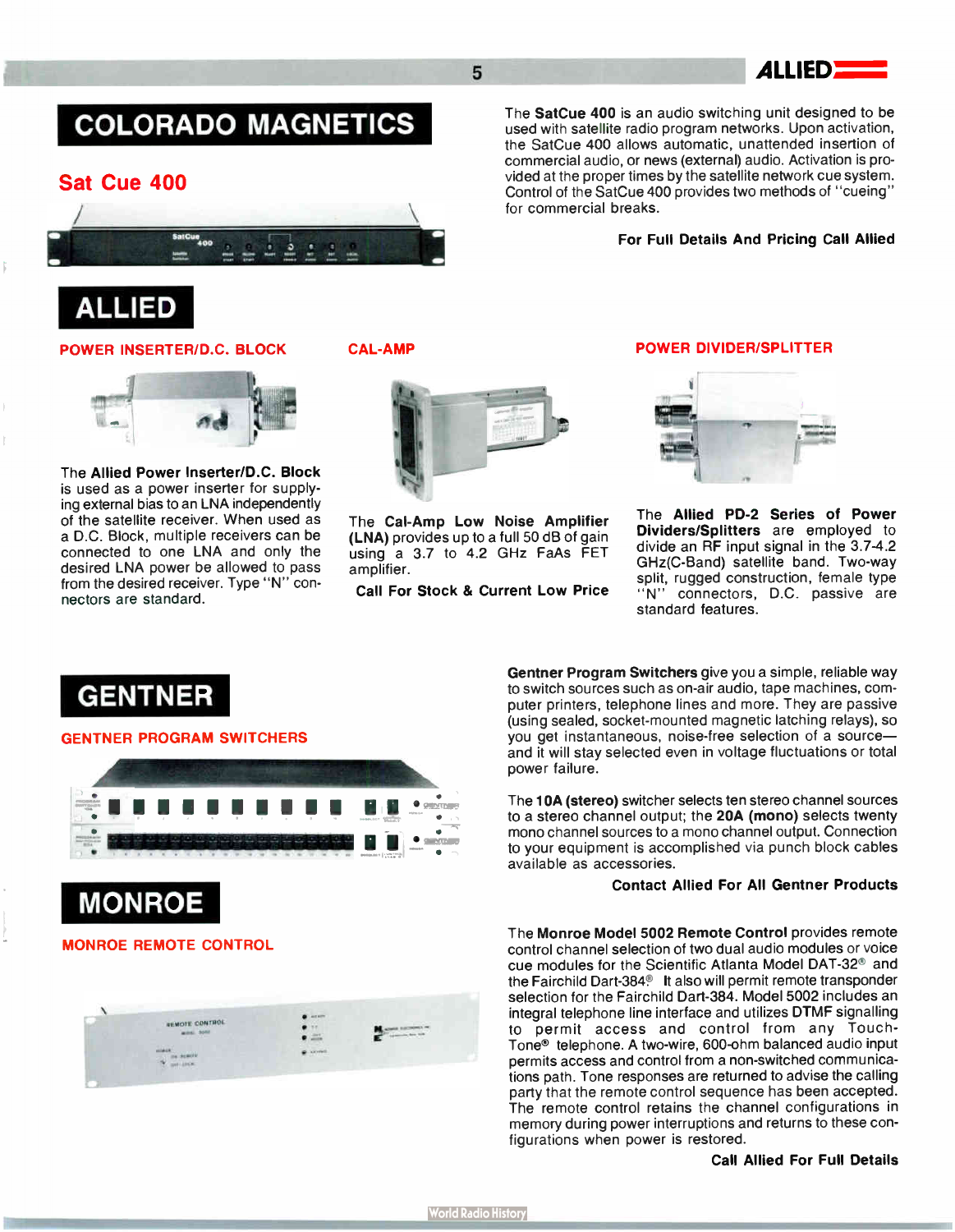# COLORADO MAGNETICS

## Sat Cue 400

The **SatCue 400** is an audio switching unit designed to be used with satellite radio program networks. Upon activation, the SatCue 400 allows automatic, unattended insertion of commercial audio, or news (external) audio. Activation is provided at the proper times by the satellite network cue system. Control of the SatCue 400 provides two methods of "cueing" for commercial breaks.

**For Full Details And Pricing Call Allied**

# ALLIED

## POWER INSERTER/D.C. BLOCK

The **Allied Power Inserter/D.C. Block** is used as a power inserter for supplying external bias to an LNA independently of the satellite receiver. When used as a D.C. Block, multiple receivers can be connected to one LNA and only the desired LNA power be allowed to pass from the desired receiver. Type "N" connectors are standard.

## CAL-AMP

The **Cal-Amp Low Noise Amplifier (LNA)** provides up to a full 50 dB of gain using a 3.7 to 4.2 GHz FaAs FET amplifier.

**Call For Stock & Current Low Price**

## POWER DIVIDER/SPLITTER

The **Allied PD-2 Series of Power Dividers/Splitters** are employed to divide an RF input signal in the 3.7-4.2 GHz(C-Band) satellite band. Two-way split, rugged construction, female type "N" connectors, D.C. passive are standard features.

# GENTNER

## GENTNER PROGRAM SWITCHERS

**Gentner Program Switchers** give you a simple, reliable way to switch sources such as on-air audio, tape machines, computer printers, telephone lines and more. They are passive (using sealed, socket-mounted magnetic latching relays), so you get instantaneous, noise-free selection of a source—and it will stay selected even in voltage fluctuations or total power failure.

The **10A (stereo)** switcher selects ten stereo channel sources to a stereo channel output; the **20A (mono)** selects twenty mono channel sources to a mono channel output. Connection to your equipment is accomplished via punch block cables available as accessories.

**Contact Allied For All Gentner Products**

# MONROE

## MONROE REMOTE CONTROL

The **Monroe Model 5002 Remote Control** provides remote control channel selection of two dual audio modules or voice cue modules for the Scientific Atlanta Model DAT-32® and the Fairchild Dart-384®. It also will permit remote transponder selection for the Fairchild Dart-384. Model 5002 includes an integral telephone line interface and utilizes DTMF signalling to permit access and control from any Touch-Tone® telephone. A two-wire, 600-ohm balanced audio input permits access and control from a non-switched communications path. Tone responses are returned to advise the calling party that the remote control sequence has been accepted. The remote control retains the channel configurations in memory during power interruptions and returns to these configurations when power is restored.

**Call Allied For Full Details**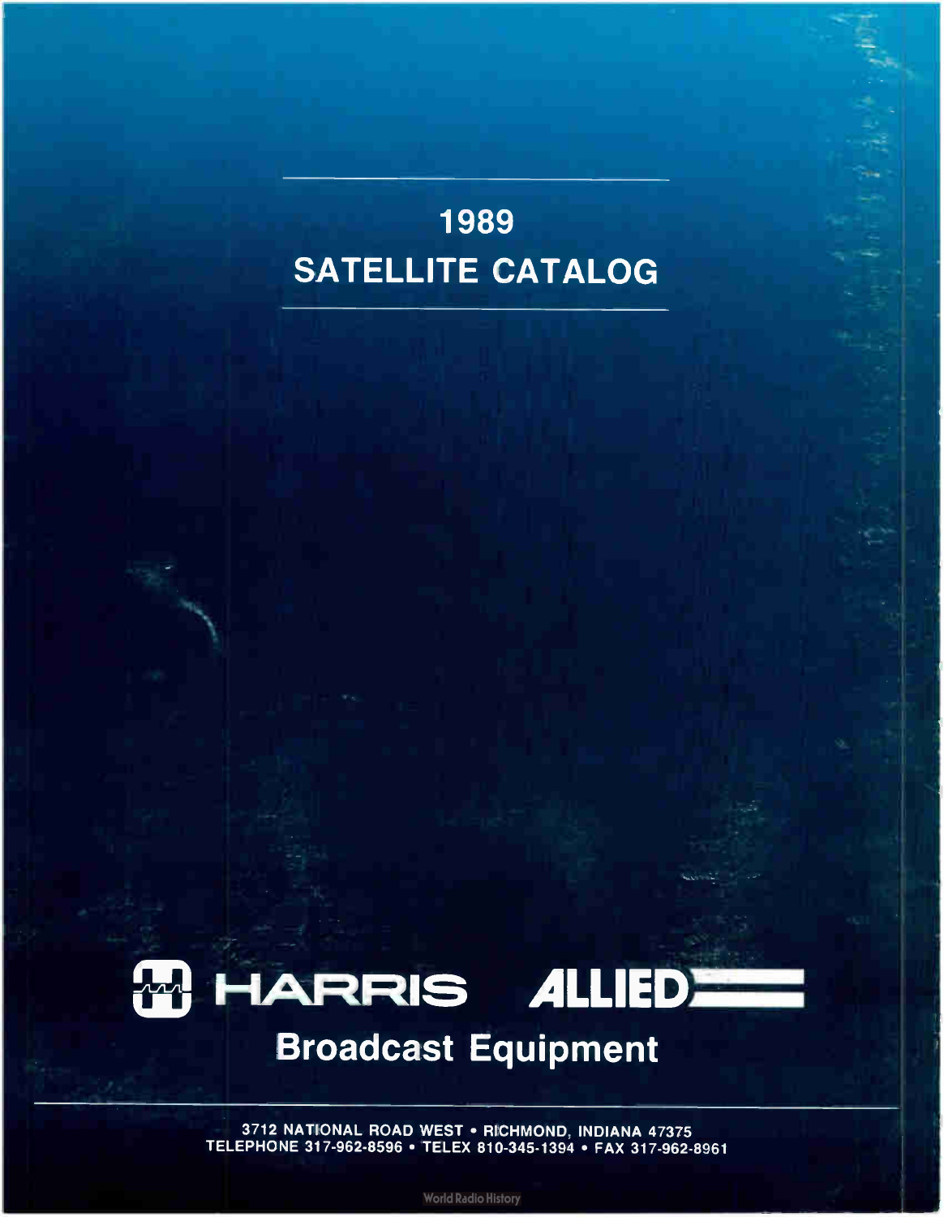# 1989
# SATELLITE CATALOG

HARRIS ALLIED

## Broadcast Equipment

3712 NATIONAL ROAD WEST • RICHMOND, INDIANA 47375
TELEPHONE 317-962-8596 • TELEX 810-345-1394 • FAX 317-962-8961